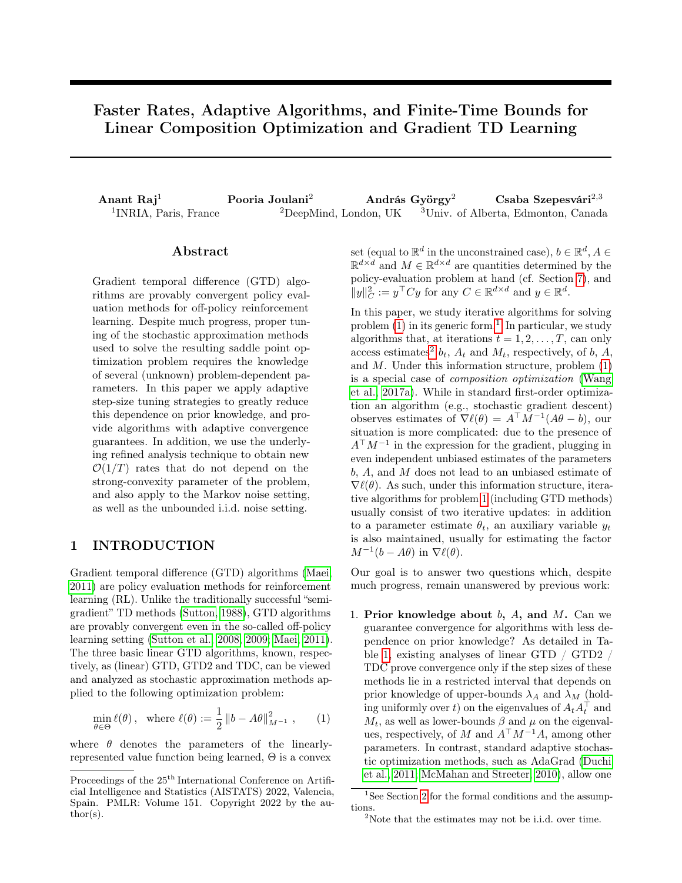# Faster Rates, Adaptive Algorithms, and Finite-Time Bounds for Linear Composition Optimization and Gradient TD Learning

**Anant Raj**[1] **Pooria Joulani**[2] **András György**[2] **Csaba Szepesvári**[2,3]

[1]INRIA, Paris, France [2]DeepMind, London, UK [3]Univ. of Alberta, Edmonton, Canada

## Abstract

Gradient temporal difference (GTD) algorithms are provably convergent policy evaluation methods for off-policy reinforcement learning. Despite much progress, proper tuning of the stochastic approximation methods used to solve the resulting saddle point optimization problem requires the knowledge of several (unknown) problem-dependent parameters. In this paper we apply adaptive step-size tuning strategies to greatly reduce this dependence on prior knowledge, and provide algorithms with adaptive convergence guarantees. In addition, we use the underlying refined analysis technique to obtain new $\mathcal{O}(1/T)$ rates that do not depend on the strong-convexity parameter of the problem, and also apply to the Markov noise setting, as well as the unbounded i.i.d. noise setting.

## 1 INTRODUCTION

Gradient temporal difference (GTD) algorithms (Maei, 2011) are policy evaluation methods for reinforcement learning (RL). Unlike the traditionally successful "semi-gradient" TD methods (Sutton, 1988), GTD algorithms are provably convergent even in the so-called off-policy learning setting (Sutton et al., 2008, 2009; Maei, 2011). The three basic linear GTD algorithms, known, respectively, as (linear) GTD, GTD2 and TDC, can be viewed and analyzed as stochastic approximation methods applied to the following optimization problem:

$$\min_{\theta \in \Theta} \ell(\theta), \quad \text{where } \ell(\theta) := \frac{1}{2} \|b - A\theta\|^2_{M^{-1}}, \qquad (1)$$

where $\theta$ denotes the parameters of the linearly-represented value function being learned, $\Theta$ is a convex set (equal to $\mathbb{R}^d$ in the unconstrained case), $b \in \mathbb{R}^d$, $A \in \mathbb{R}^{d\times d}$ and $M \in \mathbb{R}^{d\times d}$ are quantities determined by the policy-evaluation problem at hand (cf. Section 7), and $\|y\|^2_C := y^\top C y$ for any $C \in \mathbb{R}^{d\times d}$ and $y \in \mathbb{R}^d$.

In this paper, we study iterative algorithms for solving problem (1) in its generic form.[1] In particular, we study algorithms that, at iterations $t = 1, 2, \ldots, T$, can only access estimates[2] $b_t$, $A_t$ and $M_t$, respectively, of $b$, $A$, and $M$. Under this information structure, problem (1) is a special case of *composition optimization* (Wang et al., 2017a). While in standard first-order optimization an algorithm (e.g., stochastic gradient descent) observes estimates of $\nabla\ell(\theta) = A^\top M^{-1}(A\theta - b)$, our situation is more complicated: due to the presence of $A^\top M^{-1}$ in the expression for the gradient, plugging in even independent unbiased estimates of the parameters $b$, $A$, and $M$ does not lead to an unbiased estimate of $\nabla\ell(\theta)$. As such, under this information structure, iterative algorithms for problem 1 (including GTD methods) usually consist of two iterative updates: in addition to a parameter estimate $\theta_t$, an auxiliary variable $y_t$ is also maintained, usually for estimating the factor $M^{-1}(b - A\theta)$ in $\nabla\ell(\theta)$.

Our goal is to answer two questions which, despite much progress, remain unanswered by previous work:

1. **Prior knowledge about $b$, $A$, and $M$.** Can we guarantee convergence for algorithms with less dependence on prior knowledge? As detailed in Table 1, existing analyses of linear GTD / GTD2 / TDC prove convergence only if the step sizes of these methods lie in a restricted interval that depends on prior knowledge of upper-bounds $\lambda_A$ and $\lambda_M$ (holding uniformly over $t$) on the eigenvalues of $A_t A_t^\top$ and $M_t$, as well as lower-bounds $\beta$ and $\mu$ on the eigenvalues, respectively, of $M$ and $A^\top M^{-1} A$, among other parameters. In contrast, standard adaptive stochastic optimization methods, such as AdaGrad (Duchi et al., 2011; McMahan and Streeter, 2010), allow one

[1]See Section 2 for the formal conditions and the assumptions.

[2]Note that the estimates may not be i.i.d. over time.

Proceedings of the 25th International Conference on Artificial Intelligence and Statistics (AISTATS) 2022, Valencia, Spain. PMLR: Volume 151. Copyright 2022 by the author(s).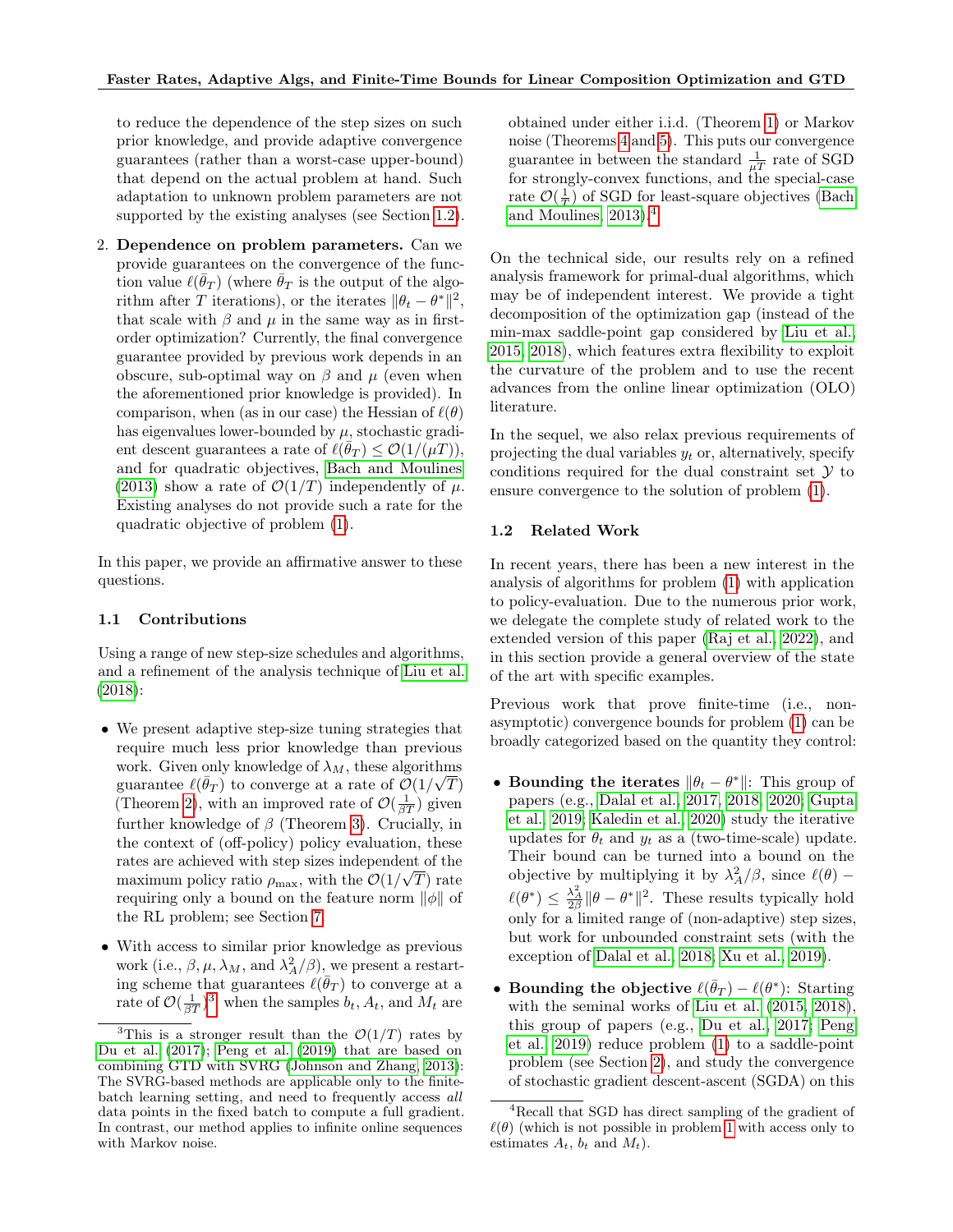to reduce the dependence of the step sizes on such prior knowledge, and provide adaptive convergence guarantees (rather than a worst-case upper-bound) that depend on the actual problem at hand. Such adaptation to unknown problem parameters are not supported by the existing analyses (see Section 1.2).

2. **Dependence on problem parameters.** Can we provide guarantees on the convergence of the function value $\ell(\bar{\theta}_T)$ (where $\bar{\theta}_T$ is the output of the algorithm after $T$ iterations), or the iterates $\|\theta_t - \theta^*\|^2$, that scale with $\beta$ and $\mu$ in the same way as in first-order optimization? Currently, the final convergence guarantee provided by previous work depends in an obscure, sub-optimal way on $\beta$ and $\mu$ (even when the aforementioned prior knowledge is provided). In comparison, when (as in our case) the Hessian of $\ell(\theta)$ has eigenvalues lower-bounded by $\mu$, stochastic gradient descent guarantees a rate of $\ell(\bar{\theta}_T) \leq \mathcal{O}(1/(\mu T))$, and for quadratic objectives, Bach and Moulines (2013) show a rate of $\mathcal{O}(1/T)$ independently of $\mu$. Existing analyses do not provide such a rate for the quadratic objective of problem (1).

In this paper, we provide an affirmative answer to these questions.

### 1.1 Contributions

Using a range of new step-size schedules and algorithms, and a refinement of the analysis technique of Liu et al. (2018):

- We present adaptive step-size tuning strategies that require much less prior knowledge than previous work. Given only knowledge of $\lambda_M$, these algorithms guarantee $\ell(\bar{\theta}_T)$ to converge at a rate of $\mathcal{O}(1/\sqrt{T})$ (Theorem 2), with an improved rate of $\mathcal{O}(\frac{1}{\beta T})$ given further knowledge of $\beta$ (Theorem 3). Crucially, in the context of (off-policy) policy evaluation, these rates are achieved with step sizes independent of the maximum policy ratio $\rho_{\max}$, with the $\mathcal{O}(1/\sqrt{T})$ rate requiring only a bound on the feature norm $\|\phi\|$ of the RL problem; see Section 7.
- With access to similar prior knowledge as previous work (i.e., $\beta, \mu, \lambda_M$, and $\lambda_A^2/\beta$), we present a restarting scheme that guarantees $\ell(\bar{\theta}_T)$ to converge at a rate of $\mathcal{O}(\frac{1}{\beta T})$[3], when the samples $b_t$, $A_t$, and $M_t$ are obtained under either i.i.d. (Theorem 1) or Markov noise (Theorems 4 and 5). This puts our convergence guarantee in between the standard $\frac{1}{\mu T}$ rate of SGD for strongly-convex functions, and the special-case rate $\mathcal{O}(\frac{1}{T})$ of SGD for least-square objectives (Bach and Moulines, 2013).[4]

On the technical side, our results rely on a refined analysis framework for primal-dual algorithms, which may be of independent interest. We provide a tight decomposition of the optimization gap (instead of the min-max saddle-point gap considered by Liu et al., 2015, 2018), which features extra flexibility to exploit the curvature of the problem and to use the recent advances from the online linear optimization (OLO) literature.

In the sequel, we also relax previous requirements of projecting the dual variables $y_t$ or, alternatively, specify conditions required for the dual constraint set $\mathcal{Y}$ to ensure convergence to the solution of problem (1).

### 1.2 Related Work

In recent years, there has been a new interest in the analysis of algorithms for problem (1) with application to policy-evaluation. Due to the numerous prior work, we delegate the complete study of related work to the extended version of this paper (Raj et al., 2022), and in this section provide a general overview of the state of the art with specific examples.

Previous work that prove finite-time (i.e., non-asymptotic) convergence bounds for problem (1) can be broadly categorized based on the quantity they control:

- **Bounding the iterates** $\|\theta_t - \theta^*\|$: This group of papers (e.g., Dalal et al., 2017, 2018, 2020; Gupta et al., 2019; Kaledin et al., 2020) study the iterative updates for $\theta_t$ and $y_t$ as a (two-time-scale) update. Their bound can be turned into a bound on the objective by multiplying it by $\lambda_A^2/\beta$, since $\ell(\theta) - \ell(\theta^*) \leq \frac{\lambda_A^2}{2\beta}\|\theta - \theta^*\|^2$. These results typically hold only for a limited range of (non-adaptive) step sizes, but work for unbounded constraint sets (with the exception of Dalal et al., 2018; Xu et al., 2019).
- **Bounding the objective** $\ell(\bar{\theta}_T) - \ell(\theta^*)$: Starting with the seminal works of Liu et al. (2015, 2018), this group of papers (e.g., Du et al., 2017; Peng et al., 2019) reduce problem (1) to a saddle-point problem (see Section 2), and study the convergence of stochastic gradient descent-ascent (SGDA) on this

[3] This is a stronger result than the $\mathcal{O}(1/T)$ rates by Du et al. (2017); Peng et al. (2019) that are based on combining GTD with SVRG (Johnson and Zhang, 2013): The SVRG-based methods are applicable only to the finite-batch learning setting, and need to frequently access *all* data points in the fixed batch to compute a full gradient. In contrast, our method applies to infinite online sequences with Markov noise.

[4] Recall that SGD has direct sampling of the gradient of $\ell(\theta)$ (which is not possible in problem 1 with access only to estimates $A_t$, $b_t$ and $M_t$).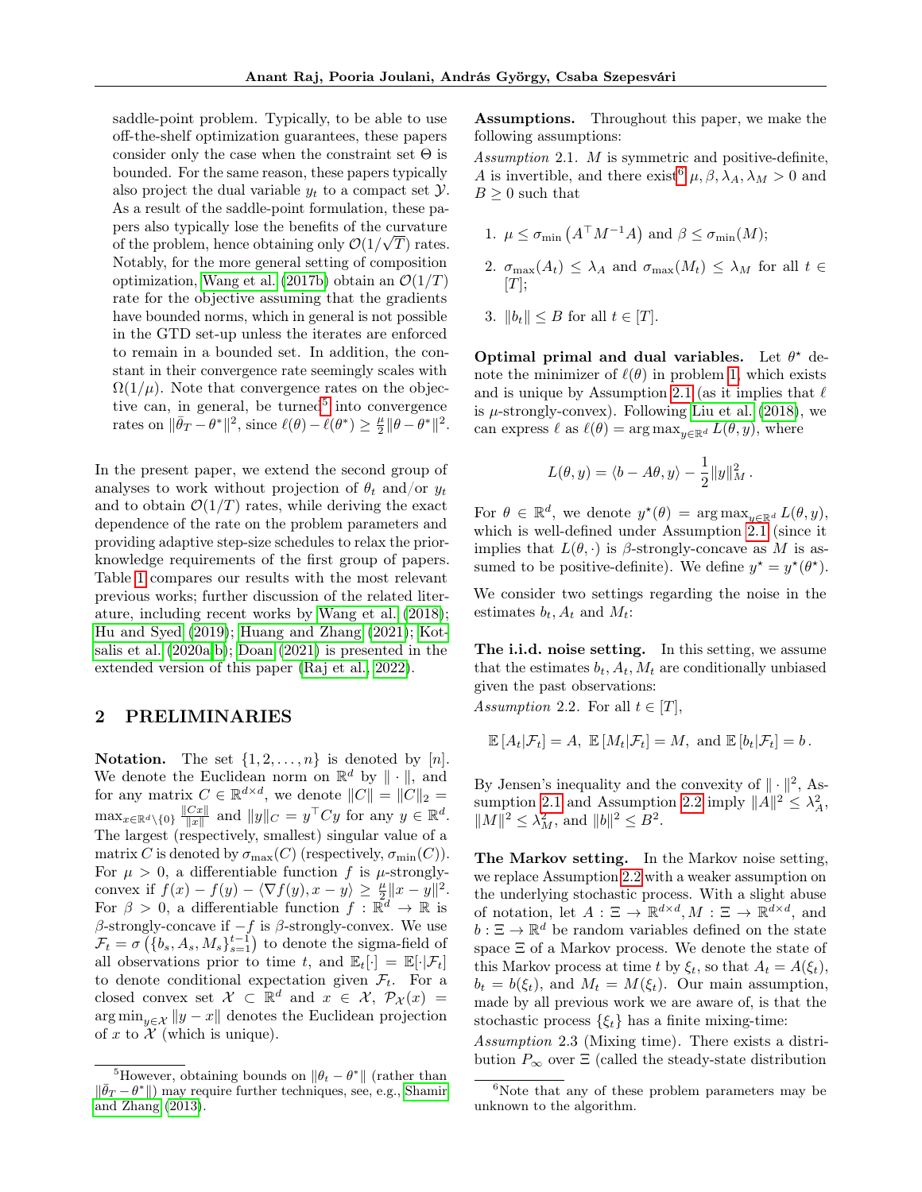saddle-point problem. Typically, to be able to use off-the-shelf optimization guarantees, these papers consider only the case when the constraint set $\Theta$ is bounded. For the same reason, these papers typically also project the dual variable $y_t$ to a compact set $\mathcal{Y}$. As a result of the saddle-point formulation, these papers also typically lose the benefits of the curvature of the problem, hence obtaining only $\mathcal{O}(1/\sqrt{T})$ rates. Notably, for the more general setting of composition optimization, Wang et al. (2017b) obtain an $\mathcal{O}(1/T)$ rate for the objective assuming that the gradients have bounded norms, which in general is not possible in the GTD set-up unless the iterates are enforced to remain in a bounded set. In addition, the constant in their convergence rate seemingly scales with $\Omega(1/\mu)$. Note that convergence rates on the objective can, in general, be turned[5] into convergence rates on $\|\bar{\theta}_T - \theta^*\|^2$, since $\ell(\theta) - \ell(\theta^*) \geq \frac{\mu}{2}\|\theta - \theta^*\|^2$.

In the present paper, we extend the second group of analyses to work without projection of $\theta_t$ and/or $y_t$ and to obtain $\mathcal{O}(1/T)$ rates, while deriving the exact dependence of the rate on the problem parameters and providing adaptive step-size schedules to relax the prior-knowledge requirements of the first group of papers. Table 1 compares our results with the most relevant previous works; further discussion of the related literature, including recent works by Wang et al. (2018); Hu and Syed (2019); Huang and Zhang (2021); Kotsalis et al. (2020a,b); Doan (2021) is presented in the extended version of this paper (Raj et al., 2022).

## 2 PRELIMINARIES

**Notation.** The set $\{1, 2, \ldots, n\}$ is denoted by $[n]$. We denote the Euclidean norm on $\mathbb{R}^d$ by $\|\cdot\|$, and for any matrix $C \in \mathbb{R}^{d\times d}$, we denote $\|C\| = \|C\|_2 = \max_{x\in\mathbb{R}^d\setminus\{0\}} \frac{\|Cx\|}{\|x\|}$ and $\|y\|_C = y^\top C y$ for any $y \in \mathbb{R}^d$. The largest (respectively, smallest) singular value of a matrix $C$ is denoted by $\sigma_{\max}(C)$ (respectively, $\sigma_{\min}(C)$). For $\mu > 0$, a differentiable function $f$ is $\mu$-strongly-convex if $f(x) - f(y) - \langle \nabla f(y), x - y\rangle \geq \frac{\mu}{2}\|x - y\|^2$. For $\beta > 0$, a differentiable function $f : \mathbb{R}^d \to \mathbb{R}$ is $\beta$-strongly-concave if $-f$ is $\beta$-strongly-convex. We use $\mathcal{F}_t = \sigma\left(\{b_s, A_s, M_s\}_{s=1}^{t-1}\right)$ to denote the sigma-field of all observations prior to time $t$, and $\mathbb{E}_t[\cdot] = \mathbb{E}[\cdot|\mathcal{F}_t]$ to denote conditional expectation given $\mathcal{F}_t$. For a closed convex set $\mathcal{X} \subset \mathbb{R}^d$ and $x \in \mathcal{X}$, $\mathcal{P}_{\mathcal{X}}(x) = \arg\min_{y\in\mathcal{X}} \|y - x\|$ denotes the Euclidean projection of $x$ to $\mathcal{X}$ (which is unique).

[5] However, obtaining bounds on $\|\theta_t - \theta^*\|$ (rather than $\|\bar{\theta}_T - \theta^*\|$) may require further techniques, see, e.g., Shamir and Zhang (2013).

**Assumptions.** Throughout this paper, we make the following assumptions:

*Assumption* 2.1. $M$ is symmetric and positive-definite, $A$ is invertible, and there exist[6] $\mu, \beta, \lambda_A, \lambda_M > 0$ and $B \geq 0$ such that

1. $\mu \leq \sigma_{\min}\left(A^\top M^{-1} A\right)$ and $\beta \leq \sigma_{\min}(M)$;
2. $\sigma_{\max}(A_t) \leq \lambda_A$ and $\sigma_{\max}(M_t) \leq \lambda_M$ for all $t \in [T]$;
3. $\|b_t\| \leq B$ for all $t \in [T]$.

**Optimal primal and dual variables.** Let $\theta^\star$ denote the minimizer of $\ell(\theta)$ in problem 1, which exists and is unique by Assumption 2.1 (as it implies that $\ell$ is $\mu$-strongly-convex). Following Liu et al. (2018), we can express $\ell$ as $\ell(\theta) = \arg\max_{y\in\mathbb{R}^d} L(\theta, y)$, where

$$L(\theta, y) = \langle b - A\theta, y\rangle - \frac{1}{2}\|y\|_M^2\,.$$

For $\theta \in \mathbb{R}^d$, we denote $y^\star(\theta) = \arg\max_{y\in\mathbb{R}^d} L(\theta, y)$, which is well-defined under Assumption 2.1 (since it implies that $L(\theta, \cdot)$ is $\beta$-strongly-concave as $M$ is assumed to be positive-definite). We define $y^\star = y^\star(\theta^\star)$.

We consider two settings regarding the noise in the estimates $b_t, A_t$ and $M_t$:

**The i.i.d. noise setting.** In this setting, we assume that the estimates $b_t, A_t, M_t$ are conditionally unbiased given the past observations:

*Assumption* 2.2. For all $t \in [T]$,

$$\mathbb{E}[A_t|\mathcal{F}_t] = A,\ \mathbb{E}[M_t|\mathcal{F}_t] = M,\ \text{and}\ \mathbb{E}[b_t|\mathcal{F}_t] = b\,.$$

By Jensen's inequality and the convexity of $\|\cdot\|^2$, Assumption 2.1 and Assumption 2.2 imply $\|A\|^2 \leq \lambda_A^2$, $\|M\|^2 \leq \lambda_M^2$, and $\|b\|^2 \leq B^2$.

**The Markov setting.** In the Markov noise setting, we replace Assumption 2.2 with a weaker assumption on the underlying stochastic process. With a slight abuse of notation, let $A : \Xi \to \mathbb{R}^{d\times d}, M : \Xi \to \mathbb{R}^{d\times d}$, and $b : \Xi \to \mathbb{R}^d$ be random variables defined on the state space $\Xi$ of a Markov process. We denote the state of this Markov process at time $t$ by $\xi_t$, so that $A_t = A(\xi_t)$, $b_t = b(\xi_t)$, and $M_t = M(\xi_t)$. Our main assumption, made by all previous work we are aware of, is that the stochastic process $\{\xi_t\}$ has a finite mixing-time:

*Assumption* 2.3 (Mixing time). There exists a distribution $P_\infty$ over $\Xi$ (called the steady-state distribution

[6] Note that any of these problem parameters may be unknown to the algorithm.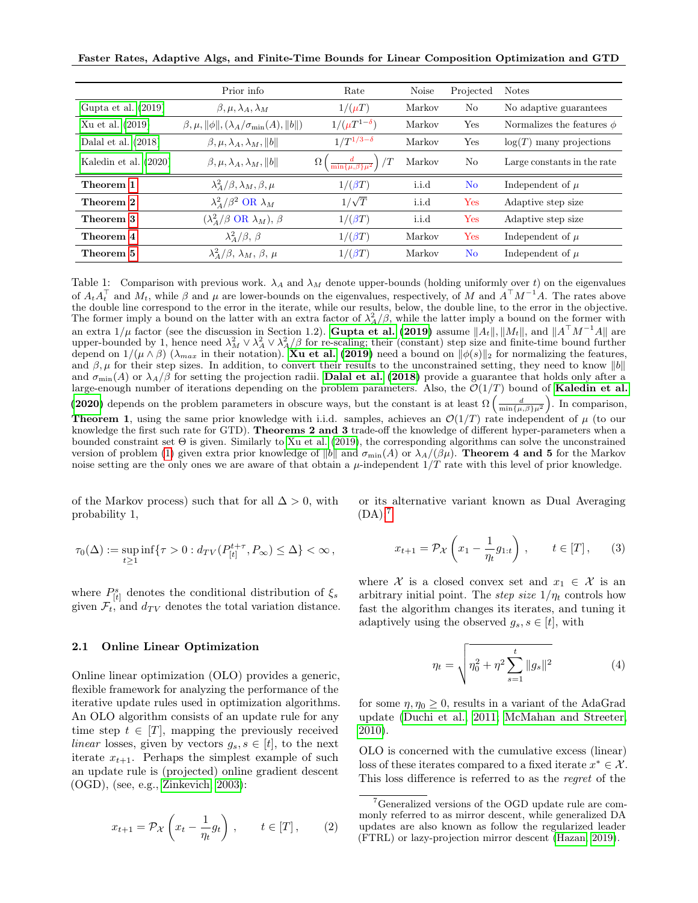|  | Prior info | Rate | Noise | Projected | Notes |
|---|---|---|---|---|---|
| Gupta et al. (2019) | $\beta, \mu, \lambda_A, \lambda_M$ | $1/(\mu T)$ | Markov | No | No adaptive guarantees |
| Xu et al. (2019) | $\beta, \mu, \|\phi\|, (\lambda_A/\sigma_{\min}(A), \|b\|)$ | $1/(\mu T^{1-\delta})$ | Markov | Yes | Normalizes the features $\phi$ |
| Dalal et al. (2018) | $\beta, \mu, \lambda_A, \lambda_M, \|b\|$ | $1/T^{1/3-\delta}$ | Markov | Yes | $\log(T)$ many projections |
| Kaledin et al. (2020) | $\beta, \mu, \lambda_A, \lambda_M, \|b\|$ | $\Omega\left(\frac{d}{\min\{\mu,\beta\}\mu^2}\right)/T$ | Markov | No | Large constants in the rate |
| **Theorem 1** | $\lambda_A^2/\beta, \lambda_M, \beta, \mu$ | $1/(\beta T)$ | i.i.d | No | Independent of $\mu$ |
| **Theorem 2** | $\lambda_A^2/\beta^2$ OR $\lambda_M$ | $1/\sqrt{T}$ | i.i.d | Yes | Adaptive step size |
| **Theorem 3** | $(\lambda_A^2/\beta$ OR $\lambda_M), \beta$ | $1/(\beta T)$ | i.i.d | Yes | Adaptive step size |
| **Theorem 4** | $\lambda_A^2/\beta, \beta$ | $1/(\beta T)$ | Markov | Yes | Independent of $\mu$ |
| **Theorem 5** | $\lambda_A^2/\beta, \lambda_M, \beta, \mu$ | $1/(\beta T)$ | Markov | No | Independent of $\mu$ |

Table 1: Comparison with previous work. $\lambda_A$ and $\lambda_M$ denote upper-bounds (holding uniformly over $t$) on the eigenvalues of $A_t A_t^\top$ and $M_t$, while $\beta$ and $\mu$ are lower-bounds on the eigenvalues, respectively, of $M$ and $A^\top M^{-1} A$. The rates above the double line correspond to the error in the iterate, while our results, below, the double line, to the error in the objective. The former imply a bound on the latter with an extra factor of $\lambda_A^2/\beta$, while the latter imply a bound on the former with an extra $1/\mu$ factor (see the discussion in Section 1.2). **Gupta et al. (2019)** assume $\|A_t\|, \|M_t\|$, and $\|A^\top M^{-1} A\|$ are upper-bounded by 1, hence need $\lambda_M^2 \vee \lambda_A^2 \vee \lambda_A^2/\beta$ for re-scaling; their (constant) step size and finite-time bound further depend on $1/(\mu \wedge \beta)$ ($\lambda_{max}$ in their notation). **Xu et al. (2019)** need a bound on $\|\phi(s)\|_2$ for normalizing the features, and $\beta, \mu$ for their step sizes. In addition, to convert their results to the unconstrained setting, they need to know $\|b\|$ and $\sigma_{\min}(A)$ or $\lambda_A/\beta$ for setting the projection radii. **Dalal et al. (2018)** provide a guarantee that holds only after a large-enough number of iterations depending on the problem parameters. Also, the $\mathcal{O}(1/T)$ bound of **Kaledin et al. (2020)** depends on the problem parameters in obscure ways, but the constant is at least $\Omega\left(\frac{d}{\min\{\mu,\beta\}\mu^2}\right)$. In comparison, **Theorem 1**, using the same prior knowledge with i.i.d. samples, achieves an $\mathcal{O}(1/T)$ rate independent of $\mu$ (to our knowledge the first such rate for GTD). **Theorems 2 and 3** trade-off the knowledge of different hyper-parameters when a bounded constraint set $\Theta$ is given. Similarly to Xu et al. (2019), the corresponding algorithms can solve the unconstrained version of problem (1) given extra prior knowledge of $\|b\|$ and $\sigma_{\min}(A)$ or $\lambda_A/(\beta\mu)$. **Theorem 4 and 5** for the Markov noise setting are the only ones we are aware of that obtain a $\mu$-independent $1/T$ rate with this level of prior knowledge.

of the Markov process) such that for all $\Delta > 0$, with probability 1,

$$\tau_0(\Delta) := \sup_{t\geq 1} \inf\{\tau > 0 : d_{TV}(P_{[t]}^{t+\tau}, P_\infty) \leq \Delta\} < \infty\,,$$

where $P_{[t]}^s$ denotes the conditional distribution of $\xi_s$ given $\mathcal{F}_t$, and $d_{TV}$ denotes the total variation distance.

### 2.1 Online Linear Optimization

Online linear optimization (OLO) provides a generic, flexible framework for analyzing the performance of the iterative update rules used in optimization algorithms. An OLO algorithm consists of an update rule for any time step $t \in [T]$, mapping the previously received *linear* losses, given by vectors $g_s, s \in [t]$, to the next iterate $x_{t+1}$. Perhaps the simplest example of such an update rule is (projected) online gradient descent (OGD), (see, e.g., Zinkevich, 2003):

$$x_{t+1} = \mathcal{P}_\mathcal{X}\left(x_t - \frac{1}{\eta_t} g_t\right)\,, \qquad t \in [T]\,, \qquad (2)$$

or its alternative variant known as Dual Averaging (DA),[7]

$$x_{t+1} = \mathcal{P}_\mathcal{X}\left(x_1 - \frac{1}{\eta_t} g_{1:t}\right)\,, \qquad t \in [T]\,, \qquad (3)$$

where $\mathcal{X}$ is a closed convex set and $x_1 \in \mathcal{X}$ is an arbitrary initial point. The *step size* $1/\eta_t$ controls how fast the algorithm changes its iterates, and tuning it adaptively using the observed $g_s, s \in [t]$, with

$$\eta_t = \sqrt{\eta_0^2 + \eta^2 \sum_{s=1}^t \|g_s\|^2} \qquad (4)$$

for some $\eta, \eta_0 \geq 0$, results in a variant of the AdaGrad update (Duchi et al., 2011; McMahan and Streeter, 2010).

OLO is concerned with the cumulative excess (linear) loss of these iterates compared to a fixed iterate $x^* \in \mathcal{X}$. This loss difference is referred to as the *regret* of the

[7] Generalized versions of the OGD update rule are commonly referred to as mirror descent, while generalized DA updates are also known as follow the regularized leader (FTRL) or lazy-projection mirror descent (Hazan, 2019).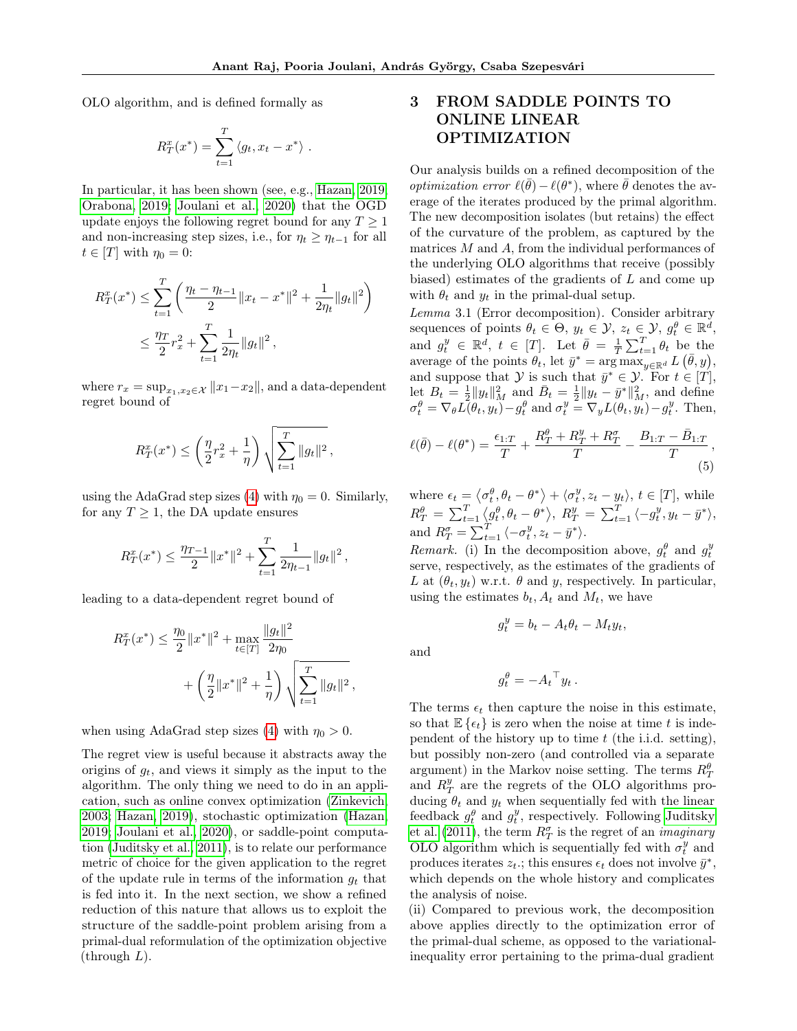OLO algorithm, and is defined formally as

$$R_T^x(x^*) = \sum_{t=1}^{T} \langle g_t, x_t - x^* \rangle \ .$$

In particular, it has been shown (see, e.g., Hazan, 2019; Orabona, 2019; Joulani et al., 2020) that the OGD update enjoys the following regret bound for any $T \geq 1$ and non-increasing step sizes, i.e., for $\eta_t \geq \eta_{t-1}$ for all $t \in [T]$ with $\eta_0 = 0$:

$$\begin{aligned}
R_T^x(x^*) &\leq \sum_{t=1}^{T} \left( \frac{\eta_t - \eta_{t-1}}{2} \|x_t - x^*\|^2 + \frac{1}{2\eta_t} \|g_t\|^2 \right) \\
&\leq \frac{\eta_T}{2} r_x^2 + \sum_{t=1}^{T} \frac{1}{2\eta_t} \|g_t\|^2 \, ,
\end{aligned}$$

where $r_x = \sup_{x_1, x_2 \in \mathcal{X}} \|x_1 - x_2\|$, and a data-dependent regret bound of

$$R_T^x(x^*) \leq \left( \frac{\eta}{2} r_x^2 + \frac{1}{\eta} \right) \sqrt{\sum_{t=1}^{T} \|g_t\|^2} \, ,$$

using the AdaGrad step sizes (4) with $\eta_0 = 0$. Similarly, for any $T \geq 1$, the DA update ensures

$$R_T^x(x^*) \leq \frac{\eta_{T-1}}{2} \|x^*\|^2 + \sum_{t=1}^{T} \frac{1}{2\eta_{t-1}} \|g_t\|^2 \, ,$$

leading to a data-dependent regret bound of

$$\begin{aligned}
R_T^x(x^*) \leq \frac{\eta_0}{2} \|x^*\|^2 + \max_{t \in [T]} \frac{\|g_t\|^2}{2\eta_0} \\
+ \left( \frac{\eta}{2} \|x^*\|^2 + \frac{1}{\eta} \right) \sqrt{\sum_{t=1}^{T} \|g_t\|^2} \, ,
\end{aligned}$$

when using AdaGrad step sizes (4) with $\eta_0 > 0$.

The regret view is useful because it abstracts away the origins of $g_t$, and views it simply as the input to the algorithm. The only thing we need to do in an application, such as online convex optimization (Zinkevich, 2003; Hazan, 2019), stochastic optimization (Hazan, 2019; Joulani et al., 2020), or saddle-point computation (Juditsky et al., 2011), is to relate our performance metric of choice for the given application to the regret of the update rule in terms of the information $g_t$ that is fed into it. In the next section, we show a refined reduction of this nature that allows us to exploit the structure of the saddle-point problem arising from a primal-dual reformulation of the optimization objective (through $L$).

# 3 FROM SADDLE POINTS TO ONLINE LINEAR OPTIMIZATION

Our analysis builds on a refined decomposition of the *optimization error* $\ell(\bar{\theta}) - \ell(\theta^*)$, where $\bar{\theta}$ denotes the average of the iterates produced by the primal algorithm. The new decomposition isolates (but retains) the effect of the curvature of the problem, as captured by the matrices $M$ and $A$, from the individual performances of the underlying OLO algorithms that receive (possibly biased) estimates of the gradients of $L$ and come up with $\theta_t$ and $y_t$ in the primal-dual setup.

*Lemma* 3.1 (Error decomposition). Consider arbitrary sequences of points $\theta_t \in \Theta$, $y_t \in \mathcal{Y}$, $z_t \in \mathcal{Y}$, $g_t^\theta \in \mathbb{R}^d$, and $g_t^y \in \mathbb{R}^d$, $t \in [T]$. Let $\bar{\theta} = \frac{1}{T}\sum_{t=1}^{T} \theta_t$ be the average of the points $\theta_t$, let $\bar{y}^* = \arg\max_{y \in \mathbb{R}^d} L\left(\bar{\theta}, y\right)$, and suppose that $\mathcal{Y}$ is such that $\bar{y}^* \in \mathcal{Y}$. For $t \in [T]$, let $B_t = \frac{1}{2}\|y_t\|_M^2$ and $\bar{B}_t = \frac{1}{2}\|y_t - \bar{y}^*\|_M^2$, and define $\sigma_t^\theta = \nabla_\theta L(\theta_t, y_t) - g_t^\theta$ and $\sigma_t^y = \nabla_y L(\theta_t, y_t) - g_t^y$. Then,

$$\ell(\bar{\theta}) - \ell(\theta^*) = \frac{\epsilon_{1:T}}{T} + \frac{R_T^\theta + R_T^y + R_T^\sigma}{T} - \frac{B_{1:T} - \bar{B}_{1:T}}{T} \, , \tag{5}$$

where $\epsilon_t = \langle \sigma_t^\theta, \theta_t - \theta^* \rangle + \langle \sigma_t^y, z_t - y_t \rangle$, $t \in [T]$, while $R_T^\theta = \sum_{t=1}^{T} \langle g_t^\theta, \theta_t - \theta^* \rangle$, $R_T^y = \sum_{t=1}^{T} \langle -g_t^y, y_t - \bar{y}^* \rangle$, and $R_T^\sigma = \sum_{t=1}^{T} \langle -\sigma_t^y, z_t - \bar{y}^* \rangle$.

*Remark.* (i) In the decomposition above, $g_t^\theta$ and $g_t^y$ serve, respectively, as the estimates of the gradients of $L$ at $(\theta_t, y_t)$ w.r.t. $\theta$ and $y$, respectively. In particular, using the estimates $b_t, A_t$ and $M_t$, we have

$$g_t^y = b_t - A_t \theta_t - M_t y_t,$$

and

$$g_t^\theta = -{A_t}^\top y_t \, .$$

The terms $\epsilon_t$ then capture the noise in this estimate, so that $\mathbb{E}\{\epsilon_t\}$ is zero when the noise at time $t$ is independent of the history up to time $t$ (the i.i.d. setting), but possibly non-zero (and controlled via a separate argument) in the Markov noise setting. The terms $R_T^\theta$ and $R_T^y$ are the regrets of the OLO algorithms producing $\theta_t$ and $y_t$ when sequentially fed with the linear feedback $g_t^\theta$ and $g_t^y$, respectively. Following Juditsky et al. (2011), the term $R_T^\sigma$ is the regret of an *imaginary* OLO algorithm which is sequentially fed with $\sigma_t^y$ and produces iterates $z_t$.; this ensures $\epsilon_t$ does not involve $\bar{y}^*$, which depends on the whole history and complicates the analysis of noise.

(ii) Compared to previous work, the decomposition above applies directly to the optimization error of the primal-dual scheme, as opposed to the variational-inequality error pertaining to the prima-dual gradient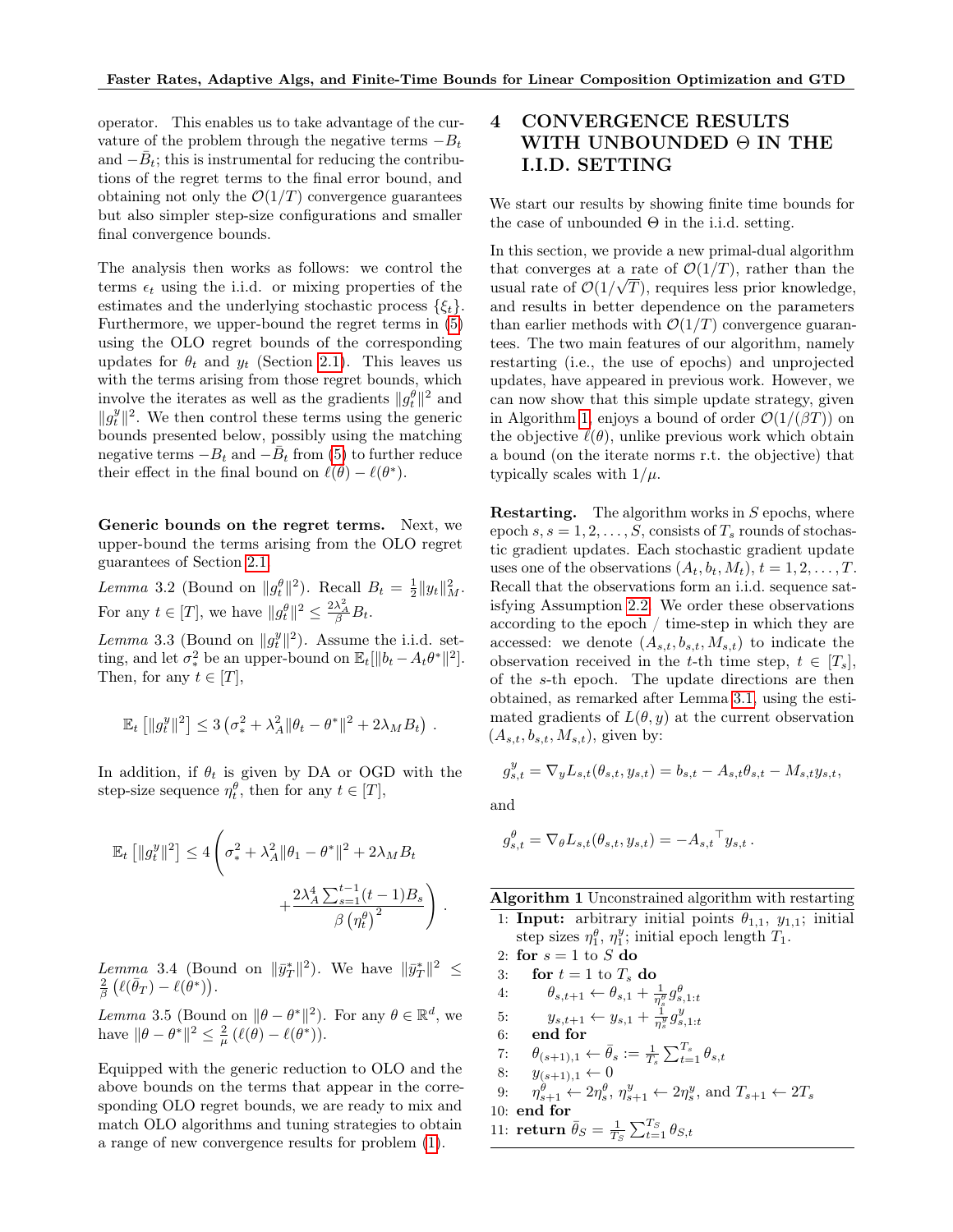operator. This enables us to take advantage of the curvature of the problem through the negative terms $-B_t$ and $-\bar{B}_t$; this is instrumental for reducing the contributions of the regret terms to the final error bound, and obtaining not only the $\mathcal{O}(1/T)$ convergence guarantees but also simpler step-size configurations and smaller final convergence bounds.

The analysis then works as follows: we control the terms $\epsilon_t$ using the i.i.d. or mixing properties of the estimates and the underlying stochastic process $\{\xi_t\}$. Furthermore, we upper-bound the regret terms in (5) using the OLO regret bounds of the corresponding updates for $\theta_t$ and $y_t$ (Section 2.1). This leaves us with the terms arising from those regret bounds, which involve the iterates as well as the gradients $\|g_t^\theta\|^2$ and $\|g_t^y\|^2$. We then control these terms using the generic bounds presented below, possibly using the matching negative terms $-B_t$ and $-\bar{B}_t$ from (5) to further reduce their effect in the final bound on $\ell(\theta) - \ell(\theta^*)$.

**Generic bounds on the regret terms.** Next, we upper-bound the terms arising from the OLO regret guarantees of Section 2.1.

*Lemma* 3.2 (Bound on $\|g_t^\theta\|^2$). Recall $B_t = \frac{1}{2}\|y_t\|_M^2$. For any $t \in [T]$, we have $\|g_t^\theta\|^2 \le \frac{2\lambda_A^2}{\beta} B_t$.

*Lemma* 3.3 (Bound on $\|g_t^y\|^2$). Assume the i.i.d. setting, and let $\sigma_*^2$ be an upper-bound on $\mathbb{E}_t[\|b_t - A_t\theta^*\|^2]$. Then, for any $t \in [T]$,

$$\mathbb{E}_t\left[\|g_t^y\|^2\right] \le 3\left(\sigma_*^2 + \lambda_A^2\|\theta_t - \theta^*\|^2 + 2\lambda_M B_t\right) .$$

In addition, if $\theta_t$ is given by DA or OGD with the step-size sequence $\eta_t^\theta$, then for any $t \in [T]$,

$$\mathbb{E}_t\left[\|g_t^y\|^2\right] \le 4\left(\sigma_*^2 + \lambda_A^2\|\theta_1 - \theta^*\|^2 + 2\lambda_M B_t + \frac{2\lambda_A^4 \sum_{s=1}^{t-1}(t-1)B_s}{\beta\left(\eta_t^\theta\right)^2}\right) .$$

*Lemma* 3.4 (Bound on $\|\bar{y}_T^*\|^2$). We have $\|\bar{y}_T^*\|^2 \le \frac{2}{\beta}\left(\ell(\bar{\theta}_T) - \ell(\theta^*)\right)$.

*Lemma* 3.5 (Bound on $\|\theta - \theta^*\|^2$). For any $\theta \in \mathbb{R}^d$, we have $\|\theta - \theta^*\|^2 \le \frac{2}{\mu}\left(\ell(\theta) - \ell(\theta^*)\right)$.

Equipped with the generic reduction to OLO and the above bounds on the terms that appear in the corresponding OLO regret bounds, we are ready to mix and match OLO algorithms and tuning strategies to obtain a range of new convergence results for problem (1).

# 4 CONVERGENCE RESULTS WITH UNBOUNDED $\Theta$ IN THE I.I.D. SETTING

We start our results by showing finite time bounds for the case of unbounded $\Theta$ in the i.i.d. setting.

In this section, we provide a new primal-dual algorithm that converges at a rate of $\mathcal{O}(1/T)$, rather than the usual rate of $\mathcal{O}(1/\sqrt{T})$, requires less prior knowledge, and results in better dependence on the parameters than earlier methods with $\mathcal{O}(1/T)$ convergence guarantees. The two main features of our algorithm, namely restarting (i.e., the use of epochs) and unprojected updates, have appeared in previous work. However, we can now show that this simple update strategy, given in Algorithm 1, enjoys a bound of order $\mathcal{O}(1/(\beta T))$ on the objective $\ell(\theta)$, unlike previous work which obtain a bound (on the iterate norms r.t. the objective) that typically scales with $1/\mu$.

**Restarting.** The algorithm works in $S$ epochs, where epoch $s, s = 1, 2, \ldots, S$, consists of $T_s$ rounds of stochastic gradient updates. Each stochastic gradient update uses one of the observations $(A_t, b_t, M_t)$, $t = 1, 2, \ldots, T$. Recall that the observations form an i.i.d. sequence satisfying Assumption 2.2. We order these observations according to the epoch / time-step in which they are accessed: we denote $(A_{s,t}, b_{s,t}, M_{s,t})$ to indicate the observation received in the $t$-th time step, $t \in [T_s]$, of the $s$-th epoch. The update directions are then obtained, as remarked after Lemma 3.1, using the estimated gradients of $L(\theta, y)$ at the current observation $(A_{s,t}, b_{s,t}, M_{s,t})$, given by:

$$g_{s,t}^y = \nabla_y L_{s,t}(\theta_{s,t}, y_{s,t}) = b_{s,t} - A_{s,t}\theta_{s,t} - M_{s,t}y_{s,t},$$

and

$$g_{s,t}^\theta = \nabla_\theta L_{s,t}(\theta_{s,t}, y_{s,t}) = -{A_{s,t}}^\top y_{s,t} .$$

**Algorithm 1** Unconstrained algorithm with restarting

```
1:  Input: arbitrary initial points θ_{1,1}, y_{1,1}; initial
    step sizes η_1^θ, η_1^y; initial epoch length T_1.
2:  for s = 1 to S do
3:    for t = 1 to T_s do
4:      θ_{s,t+1} ← θ_{s,1} + (1/η_s^θ) g^θ_{s,1:t}
5:      y_{s,t+1} ← y_{s,1} + (1/η_s^y) g^y_{s,1:t}
6:    end for
7:    θ_{(s+1),1} ← θ̄_s := (1/T_s) Σ_{t=1}^{T_s} θ_{s,t}
8:    y_{(s+1),1} ← 0
9:    η^θ_{s+1} ← 2η^θ_s, η^y_{s+1} ← 2η^y_s, and T_{s+1} ← 2T_s
10: end for
11: return θ̄_S = (1/T_S) Σ_{t=1}^{T_S} θ_{S,t}
```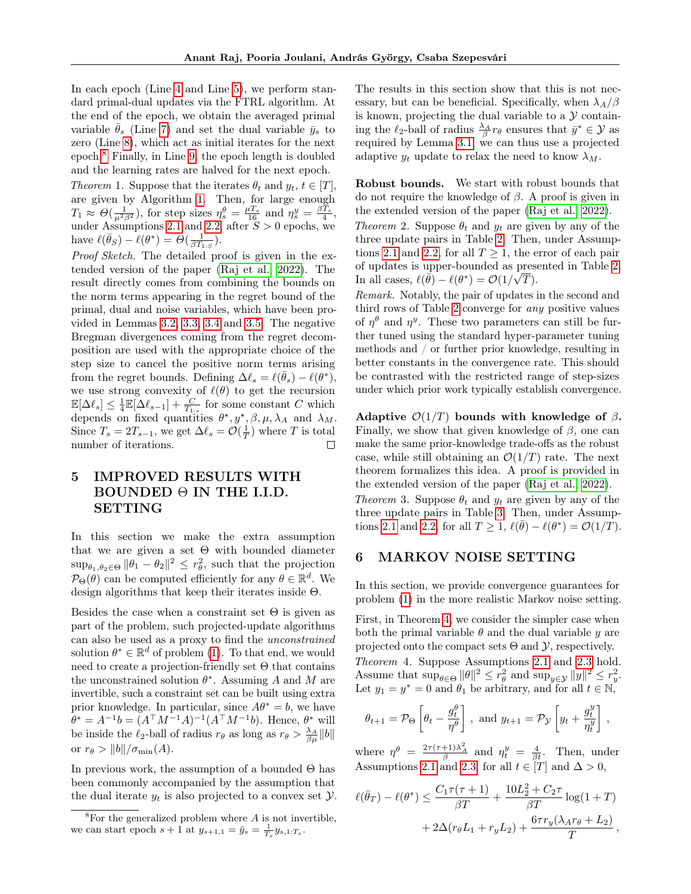In each epoch (Line 4 and Line 5), we perform standard primal-dual updates via the FTRL algorithm. At the end of the epoch, we obtain the averaged primal variable $\bar{\theta}_s$ (Line 7) and set the dual variable $\bar{y}_s$ to zero (Line 8), which act as initial iterates for the next epoch.[8] Finally, in Line 9, the epoch length is doubled and the learning rates are halved for the next epoch.

*Theorem* 1. Suppose that the iterates $\theta_t$ and $y_t$, $t \in [T]$, are given by Algorithm 1. Then, for large enough $T_1 \approx \Theta(\frac{1}{\mu^2\beta^2})$, for step sizes $\eta_s^\theta = \frac{\mu T_s}{16}$ and $\eta_s^y = \frac{\beta T_s}{4}$, under Assumptions 2.1 and 2.2, after $S > 0$ epochs, we have $\ell(\bar{\theta}_S) - \ell(\theta^*) = \Theta(\frac{1}{\beta T_{1:S}})$.

*Proof Sketch.* The detailed proof is given in the extended version of the paper (Raj et al., 2022). The result directly comes from combining the bounds on the norm terms appearing in the regret bound of the primal, dual and noise variables, which have been provided in Lemmas 3.2, 3.3, 3.4 and 3.5. The negative Bregman divergences coming from the regret decomposition are used with the appropriate choice of the step size to cancel the positive norm terms arising from the regret bounds. Defining $\Delta\ell_s = \ell(\bar{\theta}_s) - \ell(\theta^*)$, we use strong convexity of $\ell(\theta)$ to get the recursion $\mathbb{E}[\Delta\ell_s] \leq \frac{1}{4}\mathbb{E}[\Delta\ell_{s-1}] + \frac{C}{T_{1:s}}$ for some constant $C$ which depends on fixed quantities $\theta^\star, y^\star, \beta, \mu, \lambda_A$ and $\lambda_M$. Since $T_s = 2T_{s-1}$, we get $\Delta\ell_s = \mathcal{O}(\frac{1}{T})$ where $T$ is total number of iterations. □

## 5 IMPROVED RESULTS WITH BOUNDED Θ IN THE I.I.D. SETTING

In this section we make the extra assumption that we are given a set $\Theta$ with bounded diameter $\sup_{\theta_1,\theta_2\in\Theta} \|\theta_1 - \theta_2\|^2 \leq r_\theta^2$, such that the projection $\mathcal{P}_\Theta(\theta)$ can be computed efficiently for any $\theta \in \mathbb{R}^d$. We design algorithms that keep their iterates inside $\Theta$.

Besides the case when a constraint set $\Theta$ is given as part of the problem, such projected-update algorithms can also be used as a proxy to find the *unconstrained* solution $\theta^* \in \mathbb{R}^d$ of problem (1). To that end, we would need to create a projection-friendly set $\Theta$ that contains the unconstrained solution $\theta^*$. Assuming $A$ and $M$ are invertible, such a constraint set can be built using extra prior knowledge. In particular, since $A\theta^* = b$, we have $\theta^* = A^{-1}b = (A^\top M^{-1}A)^{-1}(A^\top M^{-1}b)$. Hence, $\theta^*$ will be inside the $\ell_2$-ball of radius $r_\theta$ as long as $r_\theta > \frac{\lambda_A}{\beta\mu}\|b\|$ or $r_\theta > \|b\|/\sigma_{\min}(A)$.

In previous work, the assumption of a bounded $\Theta$ has been commonly accompanied by the assumption that the dual iterate $y_t$ is also projected to a convex set $\mathcal{Y}$. The results in this section show that this is not necessary, but can be beneficial. Specifically, when $\lambda_A/\beta$ is known, projecting the dual variable to a $\mathcal{Y}$ containing the $\ell_2$-ball of radius $\frac{\lambda_A}{\beta}r_\theta$ ensures that $\bar{y}^* \in \mathcal{Y}$ as required by Lemma 3.1; we can thus use a projected adaptive $y_t$ update to relax the need to know $\lambda_M$.

**Robust bounds.** We start with robust bounds that do not require the knowledge of $\beta$. A proof is given in the extended version of the paper (Raj et al., 2022).

*Theorem* 2. Suppose $\theta_t$ and $y_t$ are given by any of the three update pairs in Table 2. Then, under Assumptions 2.1 and 2.2, for all $T \geq 1$, the error of each pair of updates is upper-bounded as presented in Table 2. In all cases, $\ell(\bar{\theta}) - \ell(\theta^*) = \mathcal{O}(1/\sqrt{T})$.

*Remark.* Notably, the pair of updates in the second and third rows of Table 2 converge for *any* positive values of $\eta^\theta$ and $\eta^y$. These two parameters can still be further tuned using the standard hyper-parameter tuning methods and / or further prior knowledge, resulting in better constants in the convergence rate. This should be contrasted with the restricted range of step-sizes under which prior work typically establish convergence.

**Adaptive $\mathcal{O}(1/T)$ bounds with knowledge of $\beta$.** Finally, we show that given knowledge of $\beta$, one can make the same prior-knowledge trade-offs as the robust case, while still obtaining an $\mathcal{O}(1/T)$ rate. The next theorem formalizes this idea. A proof is provided in the extended version of the paper (Raj et al., 2022).

*Theorem* 3. Suppose $\theta_t$ and $y_t$ are given by any of the three update pairs in Table 3. Then, under Assumptions 2.1 and 2.2, for all $T \geq 1$, $\ell(\bar{\theta}) - \ell(\theta^*) = \mathcal{O}(1/T)$.

## 6 MARKOV NOISE SETTING

In this section, we provide convergence guarantees for problem (1) in the more realistic Markov noise setting.

First, in Theorem 4, we consider the simpler case when both the primal variable $\theta$ and the dual variable $y$ are projected onto the compact sets $\Theta$ and $\mathcal{Y}$, respectively.

*Theorem* 4. Suppose Assumptions 2.1 and 2.3 hold. Assume that $\sup_{\theta\in\Theta}\|\theta\|^2 \leq r_\theta^2$ and $\sup_{y\in\mathcal{Y}}\|y\|^2 \leq r_y^2$. Let $y_1 = y^* = 0$ and $\theta_1$ be arbitrary, and for all $t \in \mathbb{N}$,

$$\theta_{t+1} = \mathcal{P}_\Theta\left[\theta_t - \frac{g_t^\theta}{\eta^\theta}\right], \text{ and } y_{t+1} = \mathcal{P}_\mathcal{Y}\left[y_t + \frac{g_t^y}{\eta_t^y}\right],$$

where $\eta^\theta = \frac{2\tau(\tau+1)\lambda_A^2}{\beta}$ and $\eta_t^y = \frac{4}{\beta t}$. Then, under Assumptions 2.1 and 2.3, for all $t \in [T]$ and $\Delta > 0$,

$$\ell(\bar{\theta}_T) - \ell(\theta^*) \leq \frac{C_1\tau(\tau+1)}{\beta T} + \frac{10L_2^2 + C_2\tau}{\beta T}\log(1+T) + 2\Delta(r_\theta L_1 + r_y L_2) + \frac{6\tau r_y(\lambda_A r_\theta + L_2)}{T},$$

[8] For the generalized problem where $A$ is not invertible, we can start epoch $s+1$ at $y_{s+1,1} = \bar{y}_s = \frac{1}{T_s}y_{s,1:T_s}$.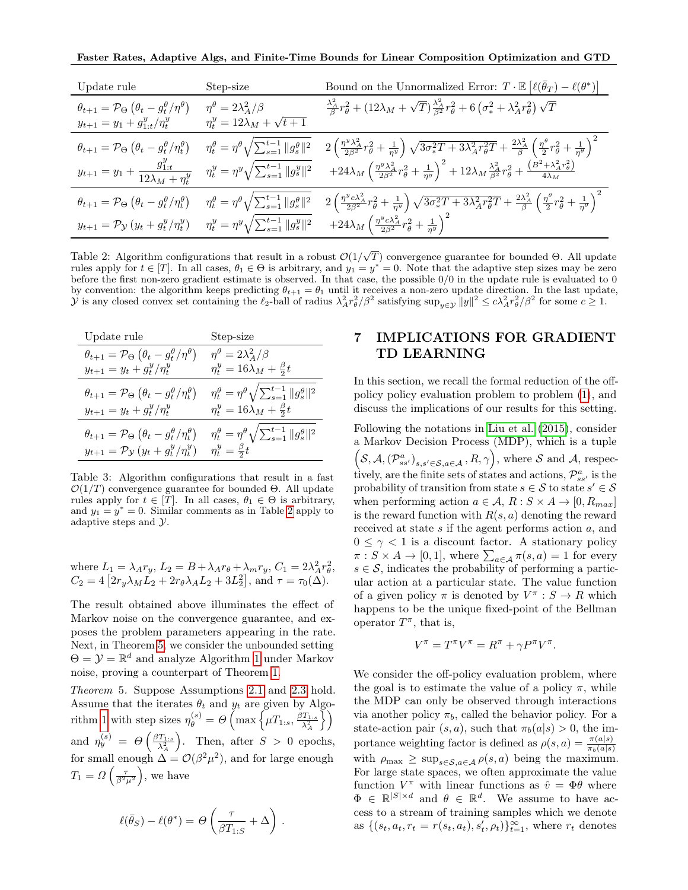| Update rule | Step-size | Bound on the Unnormalized Error: $T \cdot \mathbb{E}\left[\ell(\bar{\theta}_T) - \ell(\theta^*)\right]$ |
|---|---|---|
| $\theta_{t+1} = \mathcal{P}_\Theta\left(\theta_t - g_t^\theta/\eta^\theta\right)$ <br> $y_{t+1} = y_1 + g_{1:t}^y/\eta_t^y$ | $\eta^\theta = 2\lambda_A^2/\beta$ <br> $\eta_t^y = 12\lambda_M + \sqrt{t+1}$ | $\frac{\lambda_A^2}{\beta} r_\theta^2 + (12\lambda_M + \sqrt{T})\frac{\lambda_A^2}{\beta^2} r_\theta^2 + 6\left(\sigma_*^2 + \lambda_A^2 r_\theta^2\right)\sqrt{T}$ |
| $\theta_{t+1} = \mathcal{P}_\Theta\left(\theta_t - g_t^\theta/\eta_t^\theta\right)$ <br> $y_{t+1} = y_1 + \dfrac{g_{1:t}^y}{12\lambda_M + \eta_t^y}$ | $\eta_t^\theta = \eta^\theta\sqrt{\sum_{s=1}^{t-1}\\|g_s^\theta\\|^2}$ <br> $\eta_t^y = \eta^y\sqrt{\sum_{s=1}^{t-1}\\|g_s^y\\|^2}$ | $2\left(\frac{\eta^y\lambda_A^2}{2\beta^2} r_\theta^2 + \frac{1}{\eta^y}\right)\sqrt{3\sigma_*^2 T + 3\lambda_A^2 r_\theta^2 T} + \frac{2\lambda_A^2}{\beta}\left(\frac{\eta^\theta}{2} r_\theta^2 + \frac{1}{\eta^\theta}\right)^2$ <br> $+24\lambda_M\left(\frac{\eta^y\lambda_A^2}{2\beta^2} r_\theta^2 + \frac{1}{\eta^y}\right)^2 + 12\lambda_M\frac{\lambda_A^2}{\beta^2} r_\theta^2 + \frac{\left(B^2 + \lambda_A^2 r_\theta^2\right)}{4\lambda_M}$ |
| $\theta_{t+1} = \mathcal{P}_\Theta\left(\theta_t - g_t^\theta/\eta_t^\theta\right)$ <br> $y_{t+1} = \mathcal{P}_\mathcal{Y}\left(y_t + g_t^y/\eta_t^y\right)$ | $\eta_t^\theta = \eta^\theta\sqrt{\sum_{s=1}^{t-1}\\|g_s^\theta\\|^2}$ <br> $\eta_t^y = \eta^y\sqrt{\sum_{s=1}^{t-1}\\|g_s^y\\|^2}$ | $2\left(\frac{\eta^y c\lambda_A^2}{2\beta^2} r_\theta^2 + \frac{1}{\eta^y}\right)\sqrt{3\sigma_*^2 T + 3\lambda_A^2 r_\theta^2 T} + \frac{2\lambda_A^2}{\beta}\left(\frac{\eta^\theta}{2} r_\theta^2 + \frac{1}{\eta^\theta}\right)^2$ <br> $+24\lambda_M\left(\frac{\eta^y c\lambda_A^2}{2\beta^2} r_\theta^2 + \frac{1}{\eta^y}\right)^2$ |

Table 2: Algorithm configurations that result in a robust $\mathcal{O}(1/\sqrt{T})$ convergence guarantee for bounded $\Theta$. All update rules apply for $t \in [T]$. In all cases, $\theta_1 \in \Theta$ is arbitrary, and $y_1 = y^* = 0$. Note that the adaptive step sizes may be zero before the first non-zero gradient estimate is observed. In that case, the possible 0/0 in the update rule is evaluated to 0 by convention: the algorithm keeps predicting $\theta_{t+1} = \theta_1$ until it receives a non-zero update direction. In the last update, $\mathcal{Y}$ is any closed convex set containing the $\ell_2$-ball of radius $\lambda_A^2 r_\theta^2/\beta^2$ satisfying $\sup_{y\in\mathcal{Y}}\|y\|^2 \le c\lambda_A^2 r_\theta^2/\beta^2$ for some $c \ge 1$.

| Update rule | Step-size |
|---|---|
| $\theta_{t+1} = \mathcal{P}_\Theta\left(\theta_t - g_t^\theta/\eta^\theta\right)$ <br> $y_{t+1} = y_t + g_t^y/\eta_t^y$ | $\eta^\theta = 2\lambda_A^2/\beta$ <br> $\eta_t^y = 16\lambda_M + \frac{\beta}{2}t$ |
| $\theta_{t+1} = \mathcal{P}_\Theta\left(\theta_t - g_t^\theta/\eta_t^\theta\right)$ <br> $y_{t+1} = y_t + g_t^y/\eta_t^y$ | $\eta_t^\theta = \eta^\theta\sqrt{\sum_{s=1}^{t-1}\\|g_s^\theta\\|^2}$ <br> $\eta_t^y = 16\lambda_M + \frac{\beta}{2}t$ |
| $\theta_{t+1} = \mathcal{P}_\Theta\left(\theta_t - g_t^\theta/\eta_t^\theta\right)$ <br> $y_{t+1} = \mathcal{P}_\mathcal{Y}\left(y_t + g_t^y/\eta_t^y\right)$ | $\eta_t^\theta = \eta^\theta\sqrt{\sum_{s=1}^{t-1}\\|g_s^\theta\\|^2}$ <br> $\eta_t^y = \frac{\beta}{2}t$ |

Table 3: Algorithm configurations that result in a fast $\mathcal{O}(1/T)$ convergence guarantee for bounded $\Theta$. All update rules apply for $t \in [T]$. In all cases, $\theta_1 \in \Theta$ is arbitrary, and $y_1 = y^* = 0$. Similar comments as in Table 2 apply to adaptive steps and $\mathcal{Y}$.

where $L_1 = \lambda_A r_y$, $L_2 = B + \lambda_A r_\theta + \lambda_m r_y$, $C_1 = 2\lambda_A^2 r_\theta^2$, $C_2 = 4\left[2r_y\lambda_M L_2 + 2r_\theta\lambda_A L_2 + 3L_2^2\right]$, and $\tau = \tau_0(\Delta)$.

The result obtained above illuminates the effect of Markov noise on the convergence guarantee, and exposes the problem parameters appearing in the rate. Next, in Theorem 5, we consider the unbounded setting $\Theta = \mathcal{Y} = \mathbb{R}^d$ and analyze Algorithm 1 under Markov noise, proving a counterpart of Theorem 1.

*Theorem* 5. Suppose Assumptions 2.1 and 2.3 hold. Assume that the iterates $\theta_t$ and $y_t$ are given by Algorithm 1 with step sizes $\eta_\theta^{(s)} = \Theta\left(\max\left\{\mu T_{1:s}, \frac{\beta T_{1:s}}{\lambda_A^2}\right\}\right)$ and $\eta_y^{(s)} = \Theta\left(\frac{\beta T_{1:s}}{\lambda_A^2}\right)$. Then, after $S > 0$ epochs, for small enough $\Delta = \mathcal{O}(\beta^2\mu^2)$, and for large enough $T_1 = \Omega\left(\frac{\tau}{\beta^2\mu^2}\right)$, we have

$$\ell(\bar{\theta}_S) - \ell(\theta^*) = \Theta\left(\frac{\tau}{\beta T_{1:S}} + \Delta\right).$$

## 7 IMPLICATIONS FOR GRADIENT TD LEARNING

In this section, we recall the formal reduction of the off-policy policy evaluation problem to problem (1), and discuss the implications of our results for this setting.

Following the notations in Liu et al. (2015), consider a Markov Decision Process (MDP), which is a tuple $\left(\mathcal{S}, \mathcal{A}, (\mathcal{P}_{ss'}^a)_{s,s'\in\mathcal{S}, a\in\mathcal{A}}, R, \gamma\right)$, where $\mathcal{S}$ and $\mathcal{A}$, respectively, are the finite sets of states and actions, $\mathcal{P}_{ss'}^a$ is the probability of transition from state $s \in \mathcal{S}$ to state $s' \in \mathcal{S}$ when performing action $a \in \mathcal{A}$, $R : S \times A \to [0, R_{max}]$ is the reward function with $R(s, a)$ denoting the reward received at state $s$ if the agent performs action $a$, and $0 \le \gamma < 1$ is a discount factor. A stationary policy $\pi : S \times A \to [0, 1]$, where $\sum_{a\in\mathcal{A}} \pi(s, a) = 1$ for every $s \in \mathcal{S}$, indicates the probability of performing a particular action at a particular state. The value function of a given policy $\pi$ is denoted by $V^\pi : S \to R$ which happens to be the unique fixed-point of the Bellman operator $T^\pi$, that is,

$$V^\pi = T^\pi V^\pi = R^\pi + \gamma P^\pi V^\pi.$$

We consider the off-policy evaluation problem, where the goal is to estimate the value of a policy $\pi$, while the MDP can only be observed through interactions via another policy $\pi_b$, called the behavior policy. For a state-action pair $(s, a)$, such that $\pi_b(a|s) > 0$, the importance weighting factor is defined as $\rho(s, a) = \frac{\pi(a|s)}{\pi_b(a|s)}$ with $\rho_{\max} \ge \sup_{s\in\mathcal{S}, a\in\mathcal{A}} \rho(s, a)$ being the maximum. For large state spaces, we often approximate the value function $V^\pi$ with linear functions as $\hat{v} = \Phi\theta$ where $\Phi \in \mathbb{R}^{|S|\times d}$ and $\theta \in \mathbb{R}^d$. We assume to have access to a stream of training samples which we denote as $\{(s_t, a_t, r_t = r(s_t, a_t), s_t', \rho_t)\}_{t=1}^\infty$, where $r_t$ denotes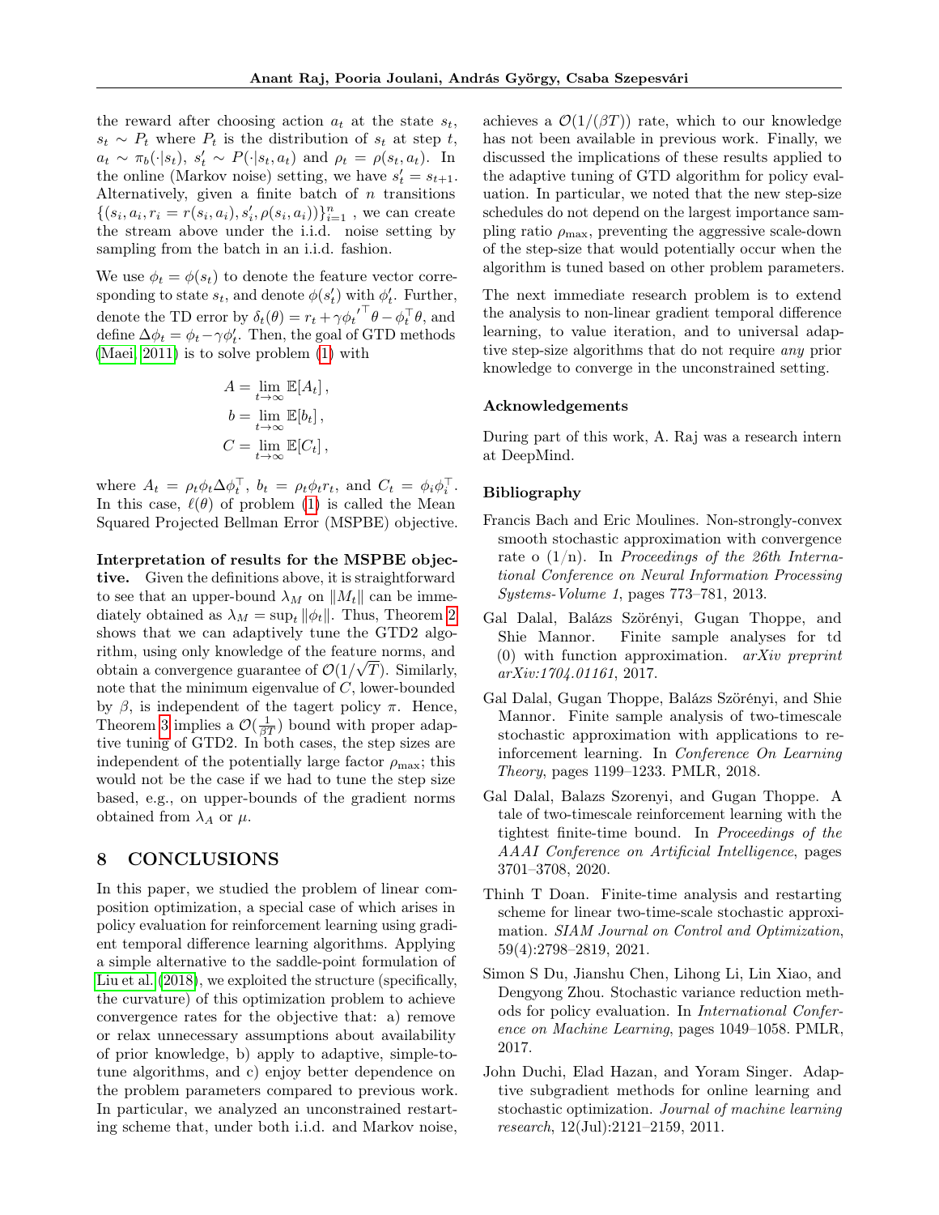the reward after choosing action $a_t$ at the state $s_t$, $s_t \sim P_t$ where $P_t$ is the distribution of $s_t$ at step $t$, $a_t \sim \pi_b(\cdot|s_t)$, $s_t' \sim P(\cdot|s_t, a_t)$ and $\rho_t = \rho(s_t, a_t)$. In the online (Markov noise) setting, we have $s_t' = s_{t+1}$. Alternatively, given a finite batch of $n$ transitions $\{(s_i, a_i, r_i = r(s_i, a_i), s_i', \rho(s_i, a_i))\}_{i=1}^n$ , we can create the stream above under the i.i.d. noise setting by sampling from the batch in an i.i.d. fashion.

We use $\phi_t = \phi(s_t)$ to denote the feature vector corresponding to state $s_t$, and denote $\phi(s_t')$ with $\phi_t'$. Further, denote the TD error by $\delta_t(\theta) = r_t + \gamma {\phi_t'}^\top \theta - \phi_t^\top \theta$, and define $\Delta\phi_t = \phi_t - \gamma\phi_t'$. Then, the goal of GTD methods (Maei, 2011) is to solve problem (1) with

$$
\begin{aligned}
A &= \lim_{t\to\infty} \mathbb{E}[A_t]\,, \\
b &= \lim_{t\to\infty} \mathbb{E}[b_t]\,, \\
C &= \lim_{t\to\infty} \mathbb{E}[C_t]\,,
\end{aligned}
$$

where $A_t = \rho_t \phi_t \Delta\phi_t^\top$, $b_t = \rho_t \phi_t r_t$, and $C_t = \phi_i \phi_i^\top$. In this case, $\ell(\theta)$ of problem (1) is called the Mean Squared Projected Bellman Error (MSPBE) objective.

**Interpretation of results for the MSPBE objective.** Given the definitions above, it is straightforward to see that an upper-bound $\lambda_M$ on $\|M_t\|$ can be immediately obtained as $\lambda_M = \sup_t \|\phi_t\|$. Thus, Theorem 2 shows that we can adaptively tune the GTD2 algorithm, using only knowledge of the feature norms, and obtain a convergence guarantee of $\mathcal{O}(1/\sqrt{T})$. Similarly, note that the minimum eigenvalue of $C$, lower-bounded by $\beta$, is independent of the tagert policy $\pi$. Hence, Theorem 3 implies a $\mathcal{O}(\frac{1}{\beta T})$ bound with proper adaptive tuning of GTD2. In both cases, the step sizes are independent of the potentially large factor $\rho_{\max}$; this would not be the case if we had to tune the step size based, e.g., on upper-bounds of the gradient norms obtained from $\lambda_A$ or $\mu$.

## 8 CONCLUSIONS

In this paper, we studied the problem of linear composition optimization, a special case of which arises in policy evaluation for reinforcement learning using gradient temporal difference learning algorithms. Applying a simple alternative to the saddle-point formulation of Liu et al. (2018), we exploited the structure (specifically, the curvature) of this optimization problem to achieve convergence rates for the objective that: a) remove or relax unnecessary assumptions about availability of prior knowledge, b) apply to adaptive, simple-to-tune algorithms, and c) enjoy better dependence on the problem parameters compared to previous work. In particular, we analyzed an unconstrained restarting scheme that, under both i.i.d. and Markov noise, achieves a $\mathcal{O}(1/(\beta T))$ rate, which to our knowledge has not been available in previous work. Finally, we discussed the implications of these results applied to the adaptive tuning of GTD algorithm for policy evaluation. In particular, we noted that the new step-size schedules do not depend on the largest importance sampling ratio $\rho_{\max}$, preventing the aggressive scale-down of the step-size that would potentially occur when the algorithm is tuned based on other problem parameters.

The next immediate research problem is to extend the analysis to non-linear gradient temporal difference learning, to value iteration, and to universal adaptive step-size algorithms that do not require *any* prior knowledge to converge in the unconstrained setting.

### Acknowledgements

During part of this work, A. Raj was a research intern at DeepMind.

### Bibliography

Francis Bach and Eric Moulines. Non-strongly-convex smooth stochastic approximation with convergence rate o (1/n). In *Proceedings of the 26th International Conference on Neural Information Processing Systems-Volume 1*, pages 773–781, 2013.

Gal Dalal, Balázs Szörényi, Gugan Thoppe, and Shie Mannor. Finite sample analyses for td (0) with function approximation. *arXiv preprint arXiv:1704.01161*, 2017.

Gal Dalal, Gugan Thoppe, Balázs Szörényi, and Shie Mannor. Finite sample analysis of two-timescale stochastic approximation with applications to reinforcement learning. In *Conference On Learning Theory*, pages 1199–1233. PMLR, 2018.

Gal Dalal, Balazs Szorenyi, and Gugan Thoppe. A tale of two-timescale reinforcement learning with the tightest finite-time bound. In *Proceedings of the AAAI Conference on Artificial Intelligence*, pages 3701–3708, 2020.

Thinh T Doan. Finite-time analysis and restarting scheme for linear two-time-scale stochastic approximation. *SIAM Journal on Control and Optimization*, 59(4):2798–2819, 2021.

Simon S Du, Jianshu Chen, Lihong Li, Lin Xiao, and Dengyong Zhou. Stochastic variance reduction methods for policy evaluation. In *International Conference on Machine Learning*, pages 1049–1058. PMLR, 2017.

John Duchi, Elad Hazan, and Yoram Singer. Adaptive subgradient methods for online learning and stochastic optimization. *Journal of machine learning research*, 12(Jul):2121–2159, 2011.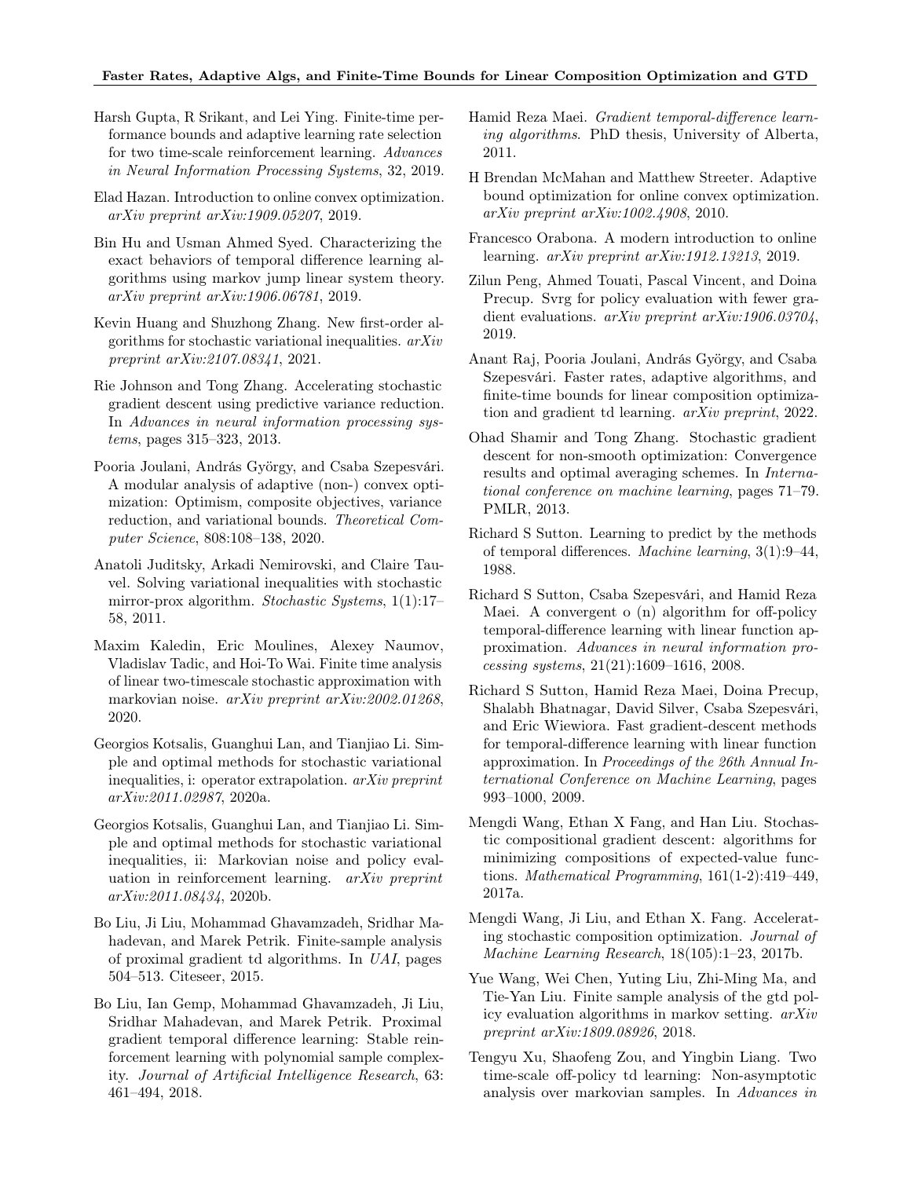Harsh Gupta, R Srikant, and Lei Ying. Finite-time performance bounds and adaptive learning rate selection for two time-scale reinforcement learning. *Advances in Neural Information Processing Systems*, 32, 2019.

Elad Hazan. Introduction to online convex optimization. *arXiv preprint arXiv:1909.05207*, 2019.

Bin Hu and Usman Ahmed Syed. Characterizing the exact behaviors of temporal difference learning algorithms using markov jump linear system theory. *arXiv preprint arXiv:1906.06781*, 2019.

Kevin Huang and Shuzhong Zhang. New first-order algorithms for stochastic variational inequalities. *arXiv preprint arXiv:2107.08341*, 2021.

Rie Johnson and Tong Zhang. Accelerating stochastic gradient descent using predictive variance reduction. In *Advances in neural information processing systems*, pages 315–323, 2013.

Pooria Joulani, András György, and Csaba Szepesvári. A modular analysis of adaptive (non-) convex optimization: Optimism, composite objectives, variance reduction, and variational bounds. *Theoretical Computer Science*, 808:108–138, 2020.

Anatoli Juditsky, Arkadi Nemirovski, and Claire Tauvel. Solving variational inequalities with stochastic mirror-prox algorithm. *Stochastic Systems*, 1(1):17–58, 2011.

Maxim Kaledin, Eric Moulines, Alexey Naumov, Vladislav Tadic, and Hoi-To Wai. Finite time analysis of linear two-timescale stochastic approximation with markovian noise. *arXiv preprint arXiv:2002.01268*, 2020.

Georgios Kotsalis, Guanghui Lan, and Tianjiao Li. Simple and optimal methods for stochastic variational inequalities, i: operator extrapolation. *arXiv preprint arXiv:2011.02987*, 2020a.

Georgios Kotsalis, Guanghui Lan, and Tianjiao Li. Simple and optimal methods for stochastic variational inequalities, ii: Markovian noise and policy evaluation in reinforcement learning. *arXiv preprint arXiv:2011.08434*, 2020b.

Bo Liu, Ji Liu, Mohammad Ghavamzadeh, Sridhar Mahadevan, and Marek Petrik. Finite-sample analysis of proximal gradient td algorithms. In *UAI*, pages 504–513. Citeseer, 2015.

Bo Liu, Ian Gemp, Mohammad Ghavamzadeh, Ji Liu, Sridhar Mahadevan, and Marek Petrik. Proximal gradient temporal difference learning: Stable reinforcement learning with polynomial sample complexity. *Journal of Artificial Intelligence Research*, 63: 461–494, 2018.

Hamid Reza Maei. *Gradient temporal-difference learning algorithms*. PhD thesis, University of Alberta, 2011.

H Brendan McMahan and Matthew Streeter. Adaptive bound optimization for online convex optimization. *arXiv preprint arXiv:1002.4908*, 2010.

Francesco Orabona. A modern introduction to online learning. *arXiv preprint arXiv:1912.13213*, 2019.

Zilun Peng, Ahmed Touati, Pascal Vincent, and Doina Precup. Svrg for policy evaluation with fewer gradient evaluations. *arXiv preprint arXiv:1906.03704*, 2019.

Anant Raj, Pooria Joulani, András György, and Csaba Szepesvári. Faster rates, adaptive algorithms, and finite-time bounds for linear composition optimization and gradient td learning. *arXiv preprint*, 2022.

Ohad Shamir and Tong Zhang. Stochastic gradient descent for non-smooth optimization: Convergence results and optimal averaging schemes. In *International conference on machine learning*, pages 71–79. PMLR, 2013.

Richard S Sutton. Learning to predict by the methods of temporal differences. *Machine learning*, 3(1):9–44, 1988.

Richard S Sutton, Csaba Szepesvári, and Hamid Reza Maei. A convergent o (n) algorithm for off-policy temporal-difference learning with linear function approximation. *Advances in neural information processing systems*, 21(21):1609–1616, 2008.

Richard S Sutton, Hamid Reza Maei, Doina Precup, Shalabh Bhatnagar, David Silver, Csaba Szepesvári, and Eric Wiewiora. Fast gradient-descent methods for temporal-difference learning with linear function approximation. In *Proceedings of the 26th Annual International Conference on Machine Learning*, pages 993–1000, 2009.

Mengdi Wang, Ethan X Fang, and Han Liu. Stochastic compositional gradient descent: algorithms for minimizing compositions of expected-value functions. *Mathematical Programming*, 161(1-2):419–449, 2017a.

Mengdi Wang, Ji Liu, and Ethan X. Fang. Accelerating stochastic composition optimization. *Journal of Machine Learning Research*, 18(105):1–23, 2017b.

Yue Wang, Wei Chen, Yuting Liu, Zhi-Ming Ma, and Tie-Yan Liu. Finite sample analysis of the gtd policy evaluation algorithms in markov setting. *arXiv preprint arXiv:1809.08926*, 2018.

Tengyu Xu, Shaofeng Zou, and Yingbin Liang. Two time-scale off-policy td learning: Non-asymptotic analysis over markovian samples. In *Advances in*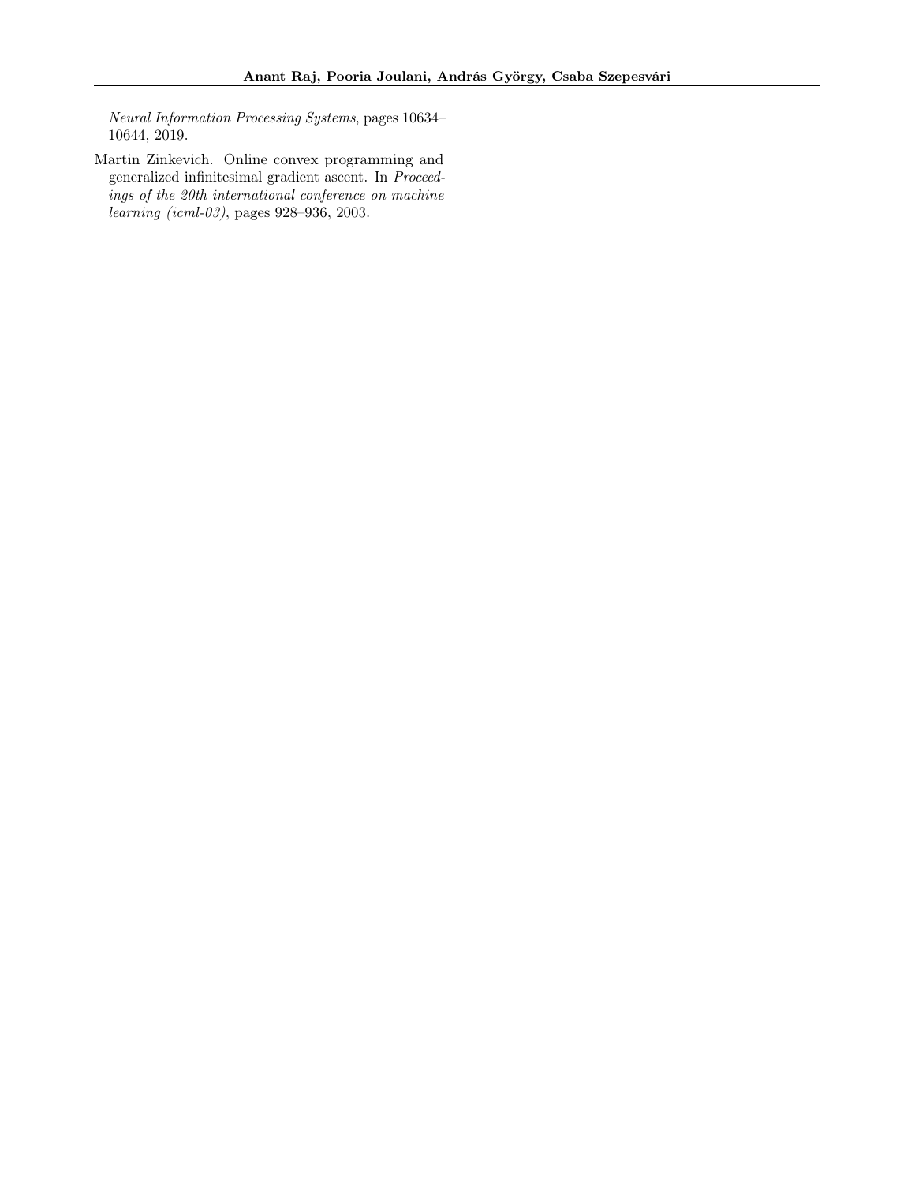*Neural Information Processing Systems*, pages 10634–10644, 2019.

Martin Zinkevich. Online convex programming and generalized infinitesimal gradient ascent. In *Proceedings of the 20th international conference on machine learning (icml-03)*, pages 928–936, 2003.